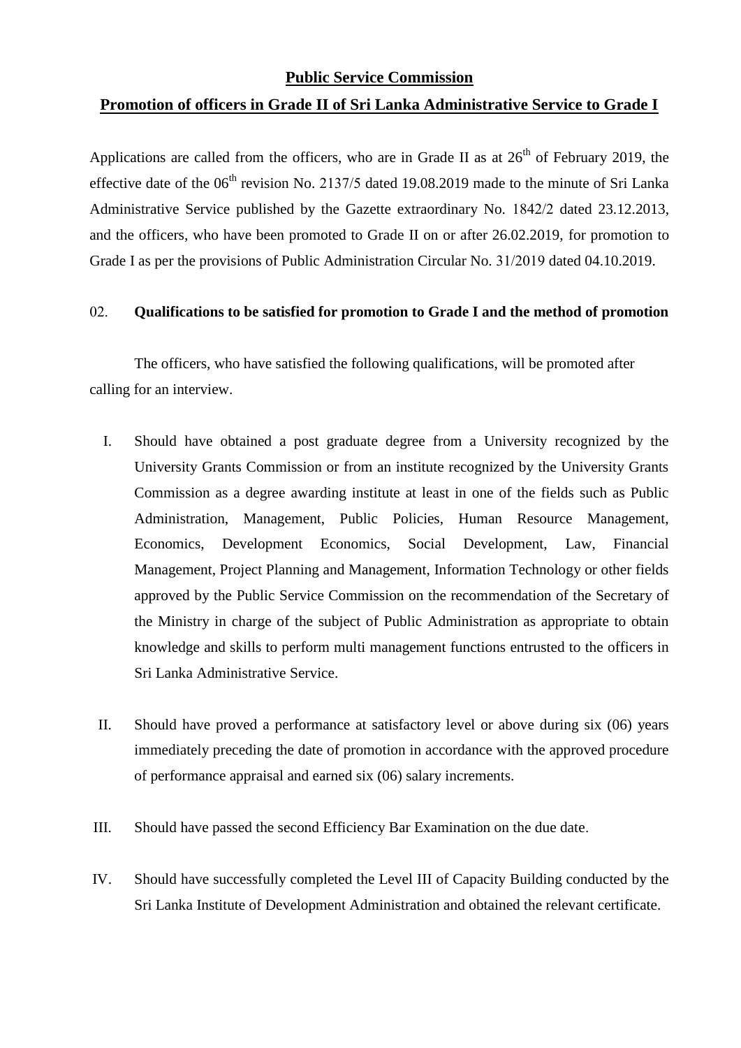# Public Service Commission

## Promotion of officers in Grade II of Sri Lanka Administrative Service to Grade I

Applications are called from the officers, who are in Grade II as at 26th of February 2019, the effective date of the 06th revision No. 2137/5 dated 19.08.2019 made to the minute of Sri Lanka Administrative Service published by the Gazette extraordinary No. 1842/2 dated 23.12.2013, and the officers, who have been promoted to Grade II on or after 26.02.2019, for promotion to Grade I as per the provisions of Public Administration Circular No. 31/2019 dated 04.10.2019.

02. **Qualifications to be satisfied for promotion to Grade I and the method of promotion**

The officers, who have satisfied the following qualifications, will be promoted after calling for an interview.

I. Should have obtained a post graduate degree from a University recognized by the University Grants Commission or from an institute recognized by the University Grants Commission as a degree awarding institute at least in one of the fields such as Public Administration, Management, Public Policies, Human Resource Management, Economics, Development Economics, Social Development, Law, Financial Management, Project Planning and Management, Information Technology or other fields approved by the Public Service Commission on the recommendation of the Secretary of the Ministry in charge of the subject of Public Administration as appropriate to obtain knowledge and skills to perform multi management functions entrusted to the officers in Sri Lanka Administrative Service.

II. Should have proved a performance at satisfactory level or above during six (06) years immediately preceding the date of promotion in accordance with the approved procedure of performance appraisal and earned six (06) salary increments.

III. Should have passed the second Efficiency Bar Examination on the due date.

IV. Should have successfully completed the Level III of Capacity Building conducted by the Sri Lanka Institute of Development Administration and obtained the relevant certificate.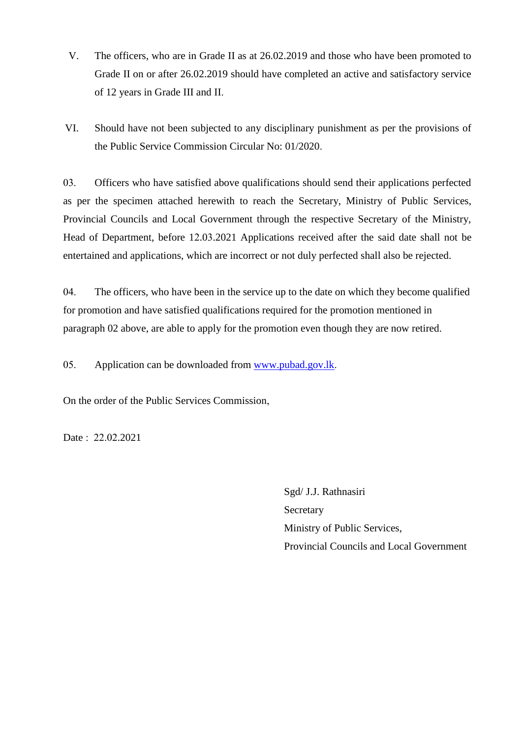V. The officers, who are in Grade II as at 26.02.2019 and those who have been promoted to Grade II on or after 26.02.2019 should have completed an active and satisfactory service of 12 years in Grade III and II.

VI. Should have not been subjected to any disciplinary punishment as per the provisions of the Public Service Commission Circular No: 01/2020.

03. Officers who have satisfied above qualifications should send their applications perfected as per the specimen attached herewith to reach the Secretary, Ministry of Public Services, Provincial Councils and Local Government through the respective Secretary of the Ministry, Head of Department, before 12.03.2021 Applications received after the said date shall not be entertained and applications, which are incorrect or not duly perfected shall also be rejected.

04. The officers, who have been in the service up to the date on which they become qualified for promotion and have satisfied qualifications required for the promotion mentioned in paragraph 02 above, are able to apply for the promotion even though they are now retired.

05. Application can be downloaded from [www.pubad.gov.lk](http://www.pubad.gov.lk).

On the order of the Public Services Commission,

Date : 22.02.2021

Sgd/ J.J. Rathnasiri
Secretary
Ministry of Public Services,
Provincial Councils and Local Government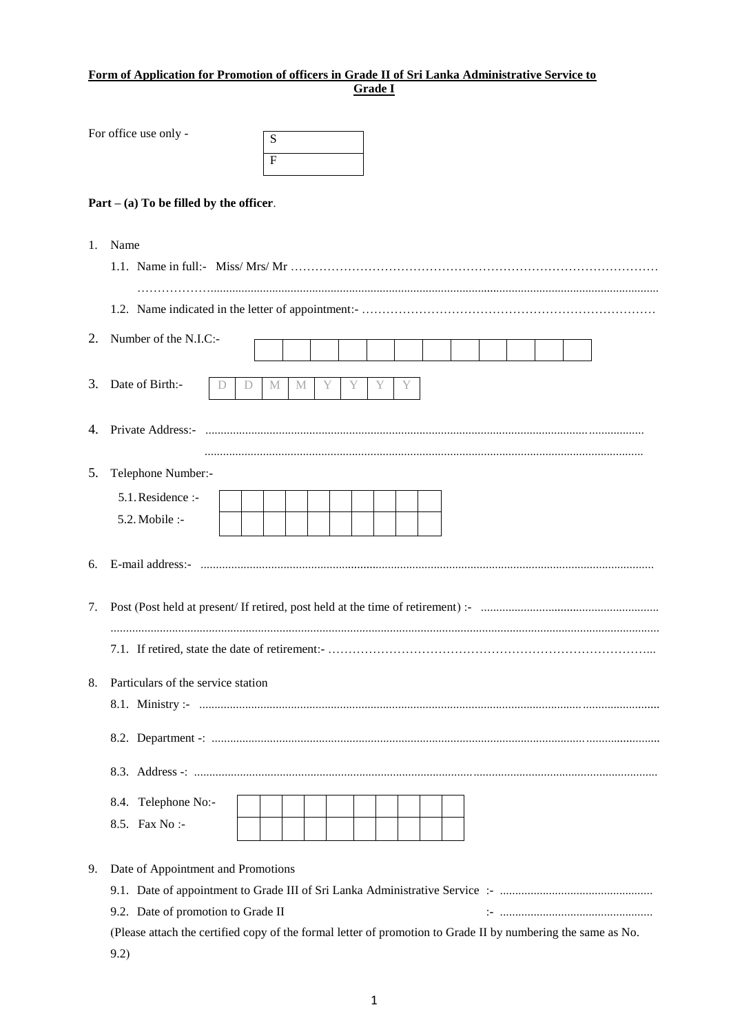**Form of Application for Promotion of officers in Grade II of Sri Lanka Administrative Service to Grade I**

For office use only -

| S |
|---|
| F |

**Part – (a) To be filled by the officer**.

1. Name
   1.1. Name in full:- Miss/ Mrs/ Mr ………………………………………………………………………………
   ………………..................................................................................................................................................
   1.2. Name indicated in the letter of appointment:- ………………………………………………………………

2. Number of the N.I.C:-

| | | | | | | | | | | | |
|---|---|---|---|---|---|---|---|---|---|---|---|

3. Date of Birth:-

| D | D | M | M | Y | Y | Y | Y |
|---|---|---|---|---|---|---|---|

4. Private Address:- ..........................................................................................................................................
   ..............................................................................................................................................

5. Telephone Number:-

| | | | | | | | | | | |
|---|---|---|---|---|---|---|---|---|---|---|
| 5.1. Residence :- | | | | | | | | | | |
| 5.2. Mobile :- | | | | | | | | | | |

6. E-mail address:- ..................................................................................................................................................

7. Post (Post held at present/ If retired, post held at the time of retirement) :- .........................................................
   ...........................................................................................................................................................................
   7.1. If retired, state the date of retirement:- ……………………………………………………………………...

8. Particulars of the service station
   8.1. Ministry :- ..........................................................................................................................................
   8.2. Department -: ......................................................................................................................................
   8.3. Address -: ..........................................................................................................................................

| | | | | | | | | | | |
|---|---|---|---|---|---|---|---|---|---|---|
| 8.4. Telephone No:- | | | | | | | | | | |
| 8.5. Fax No :- | | | | | | | | | | |

9. Date of Appointment and Promotions
   9.1. Date of appointment to Grade III of Sri Lanka Administrative Service :- .................................................
   9.2. Date of promotion to Grade II :- .................................................
   (Please attach the certified copy of the formal letter of promotion to Grade II by numbering the same as No. 9.2)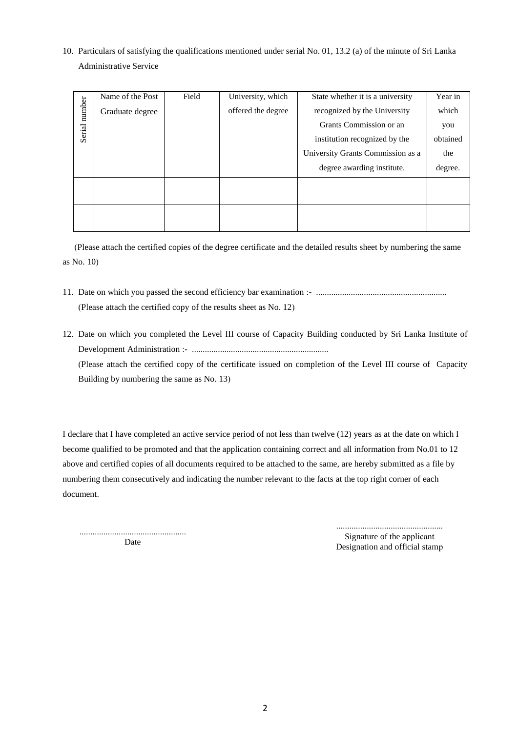10. Particulars of satisfying the qualifications mentioned under serial No. 01, 13.2 (a) of the minute of Sri Lanka Administrative Service

| Serial number | Name of the Post Graduate degree | Field | University, which offered the degree | State whether it is a university recognized by the University Grants Commission or an institution recognized by the University Grants Commission as a degree awarding institute. | Year in which you obtained the degree. |
|---|---|---|---|---|---|
| | | | | | |
| | | | | | |

(Please attach the certified copies of the degree certificate and the detailed results sheet by numbering the same as No. 10)

11. Date on which you passed the second efficiency bar examination :- ............................................................
    (Please attach the certified copy of the results sheet as No. 12)

12. Date on which you completed the Level III course of Capacity Building conducted by Sri Lanka Institute of Development Administration :- ...............................................................
    (Please attach the certified copy of the certificate issued on completion of the Level III course of Capacity Building by numbering the same as No. 13)

I declare that I have completed an active service period of not less than twelve (12) years as at the date on which I become qualified to be promoted and that the application containing correct and all information from No.01 to 12 above and certified copies of all documents required to be attached to the same, are hereby submitted as a file by numbering them consecutively and indicating the number relevant to the facts at the top right corner of each document.

.................................................
Date

.................................................
Signature of the applicant
Designation and official stamp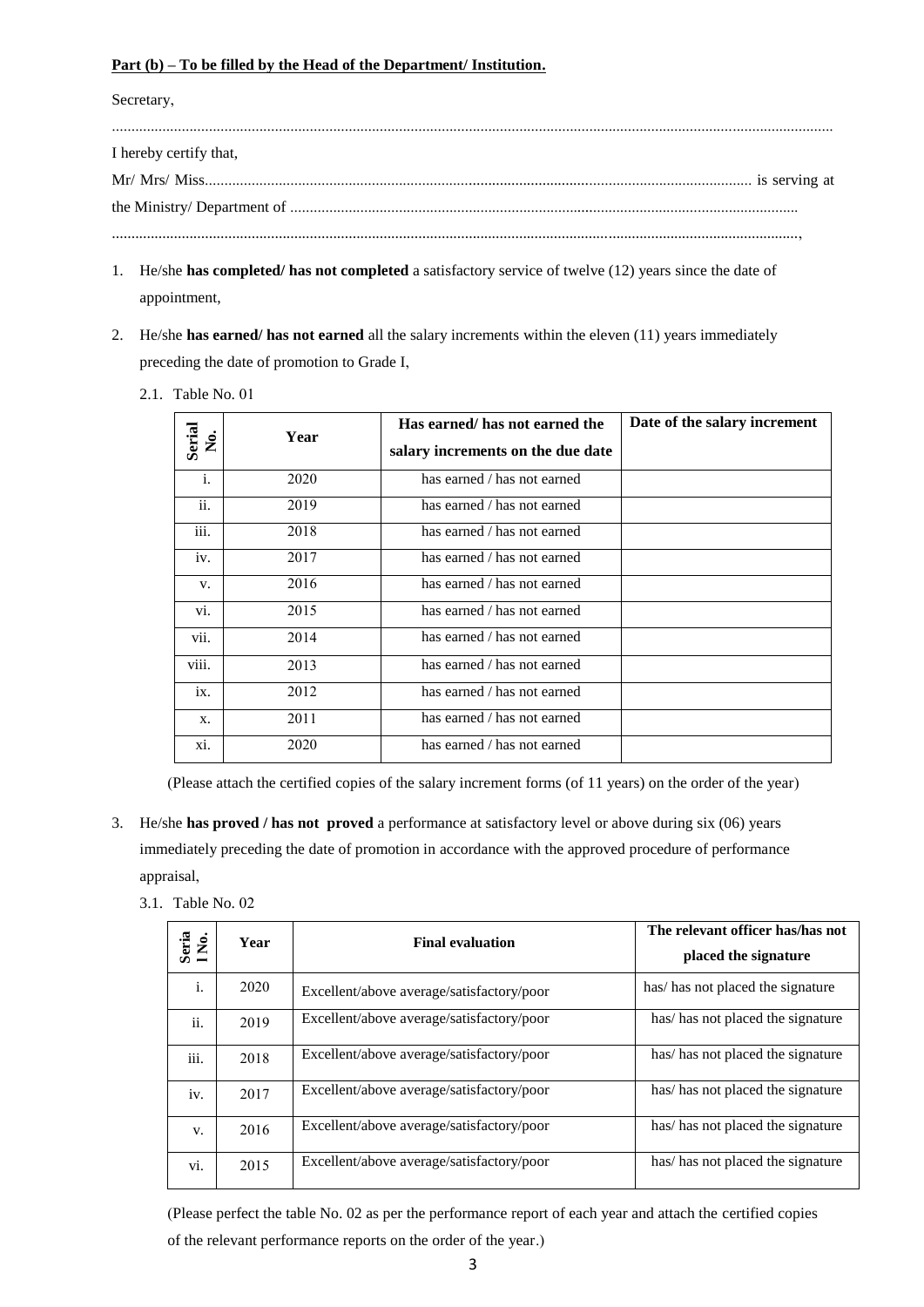**Part (b) – To be filled by the Head of the Department/ Institution.**

Secretary,

..........................................................................................................................................................................

I hereby certify that,

Mr/ Mrs/ Miss.............................................................................................................................................. is serving at

the Ministry/ Department of ...................................................................................................................................

..........................................................................................................................................................................,

1. He/she **has completed/ has not completed** a satisfactory service of twelve (12) years since the date of appointment,

2. He/she **has earned/ has not earned** all the salary increments within the eleven (11) years immediately preceding the date of promotion to Grade I,

   2.1. Table No. 01

| Serial No. | Year | Has earned/ has not earned the salary increments on the due date | Date of the salary increment |
|---|---|---|---|
| i. | 2020 | has earned / has not earned | |
| ii. | 2019 | has earned / has not earned | |
| iii. | 2018 | has earned / has not earned | |
| iv. | 2017 | has earned / has not earned | |
| v. | 2016 | has earned / has not earned | |
| vi. | 2015 | has earned / has not earned | |
| vii. | 2014 | has earned / has not earned | |
| viii. | 2013 | has earned / has not earned | |
| ix. | 2012 | has earned / has not earned | |
| x. | 2011 | has earned / has not earned | |
| xi. | 2020 | has earned / has not earned | |

(Please attach the certified copies of the salary increment forms (of 11 years) on the order of the year)

3. He/she **has proved / has not proved** a performance at satisfactory level or above during six (06) years immediately preceding the date of promotion in accordance with the approved procedure of performance appraisal,

   3.1. Table No. 02

| Serial No. | Year | Final evaluation | The relevant officer has/has not placed the signature |
|---|---|---|---|
| i. | 2020 | Excellent/above average/satisfactory/poor | has/ has not placed the signature |
| ii. | 2019 | Excellent/above average/satisfactory/poor | has/ has not placed the signature |
| iii. | 2018 | Excellent/above average/satisfactory/poor | has/ has not placed the signature |
| iv. | 2017 | Excellent/above average/satisfactory/poor | has/ has not placed the signature |
| v. | 2016 | Excellent/above average/satisfactory/poor | has/ has not placed the signature |
| vi. | 2015 | Excellent/above average/satisfactory/poor | has/ has not placed the signature |

(Please perfect the table No. 02 as per the performance report of each year and attach the certified copies of the relevant performance reports on the order of the year.)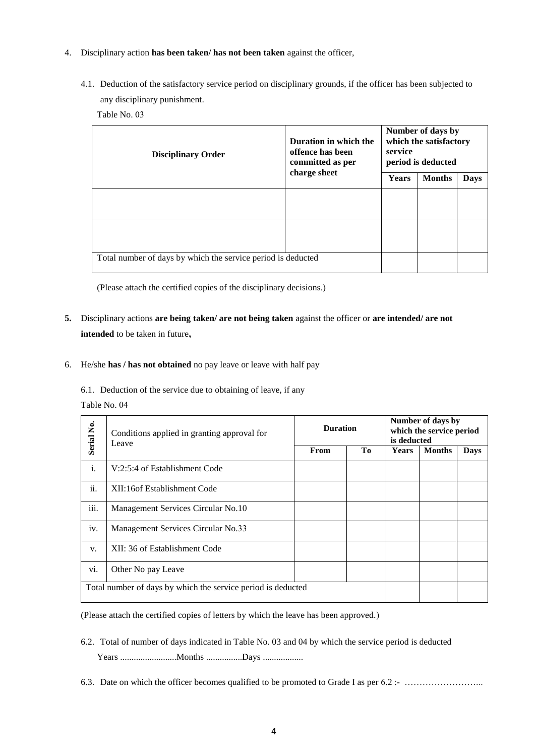4. Disciplinary action **has been taken/ has not been taken** against the officer,

   4.1. Deduction of the satisfactory service period on disciplinary grounds, if the officer has been subjected to any disciplinary punishment.

   Table No. 03

| Disciplinary Order | Duration in which the offence has been committed as per charge sheet | Number of days by which the satisfactory service period is deducted | | |
|---|---|---|---|---|
| | | Years | Months | Days |
| | | | | |
| | | | | |
| Total number of days by which the service period is deducted | | | | |

(Please attach the certified copies of the disciplinary decisions.)

**5.** Disciplinary actions **are being taken/ are not being taken** against the officer or **are intended/ are not intended** to be taken in future**,**

6. He/she **has / has not obtained** no pay leave or leave with half pay

   6.1. Deduction of the service due to obtaining of leave, if any

   Table No. 04

| Serial No. | Conditions applied in granting approval for Leave | Duration | | Number of days by which the service period is deducted | | |
|---|---|---|---|---|---|---|
| | | From | To | Years | Months | Days |
| i. | V:2:5:4 of Establishment Code | | | | | |
| ii. | XII:16of Establishment Code | | | | | |
| iii. | Management Services Circular No.10 | | | | | |
| iv. | Management Services Circular No.33 | | | | | |
| v. | XII: 36 of Establishment Code | | | | | |
| vi. | Other No pay Leave | | | | | |
| Total number of days by which the service period is deducted | | | | | | |

(Please attach the certified copies of letters by which the leave has been approved.)

   6.2. Total of number of days indicated in Table No. 03 and 04 by which the service period is deducted

   Years .........................Months ................Days ..................

   6.3. Date on which the officer becomes qualified to be promoted to Grade I as per 6.2 :- ……………………..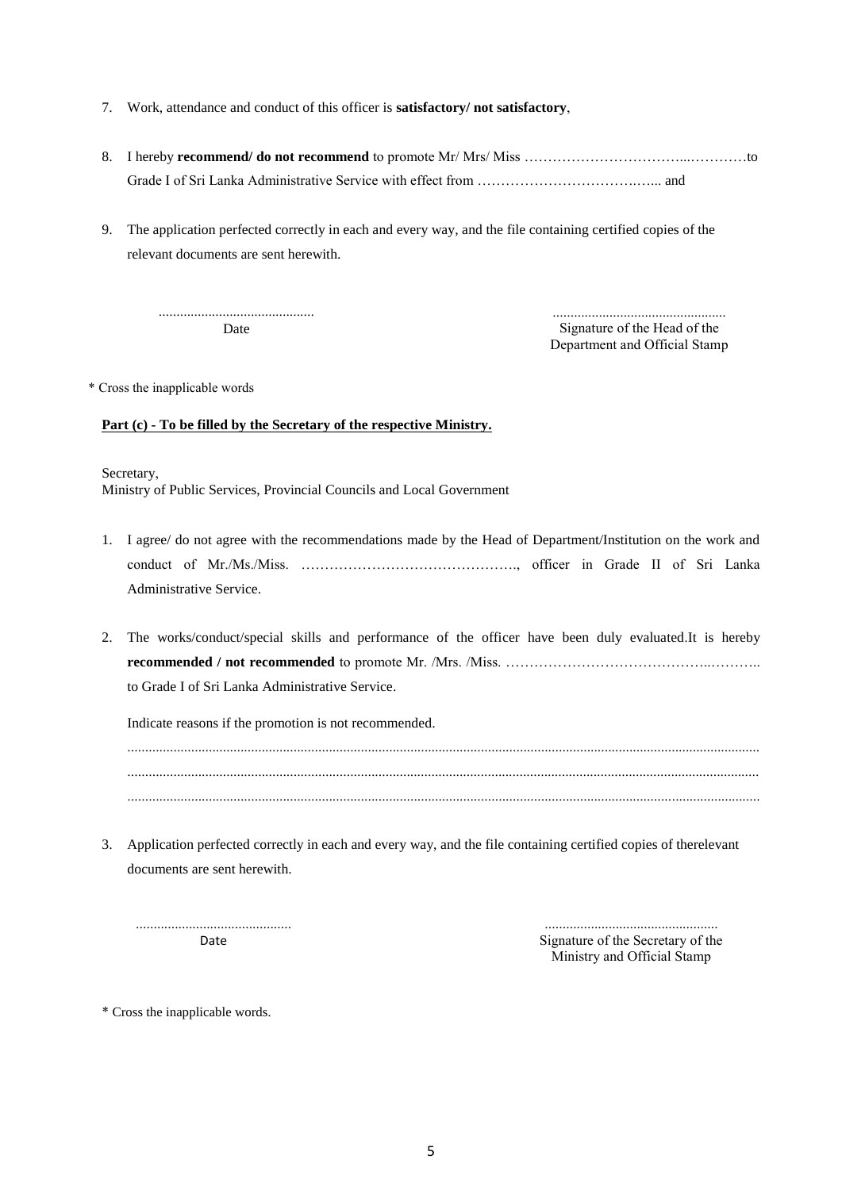7. Work, attendance and conduct of this officer is **satisfactory/ not satisfactory**,

8. I hereby **recommend/ do not recommend** to promote Mr/ Mrs/ Miss ……………………………..…………to Grade I of Sri Lanka Administrative Service with effect from ……………………………….... and

9. The application perfected correctly in each and every way, and the file containing certified copies of the relevant documents are sent herewith.

| | |
|---|---|
| ........................................... | ................................................. |
| Date | Signature of the Head of the Department and Official Stamp |

\* Cross the inapplicable words

**Part (c) - To be filled by the Secretary of the respective Ministry.**

Secretary,
Ministry of Public Services, Provincial Councils and Local Government

1. I agree/ do not agree with the recommendations made by the Head of Department/Institution on the work and conduct of Mr./Ms./Miss. ………………………………………., officer in Grade II of Sri Lanka Administrative Service.

2. The works/conduct/special skills and performance of the officer have been duly evaluated.It is hereby **recommended / not recommended** to promote Mr. /Mrs. /Miss. ……………………………………..……….. to Grade I of Sri Lanka Administrative Service.

   Indicate reasons if the promotion is not recommended.

   ..............................................................................................................................................................................
   ..............................................................................................................................................................................
   ..............................................................................................................................................................................

3. Application perfected correctly in each and every way, and the file containing certified copies of therelevant documents are sent herewith.

| | |
|---|---|
| ........................................... | ................................................. |
| Date | Signature of the Secretary of the Ministry and Official Stamp |

\* Cross the inapplicable words.